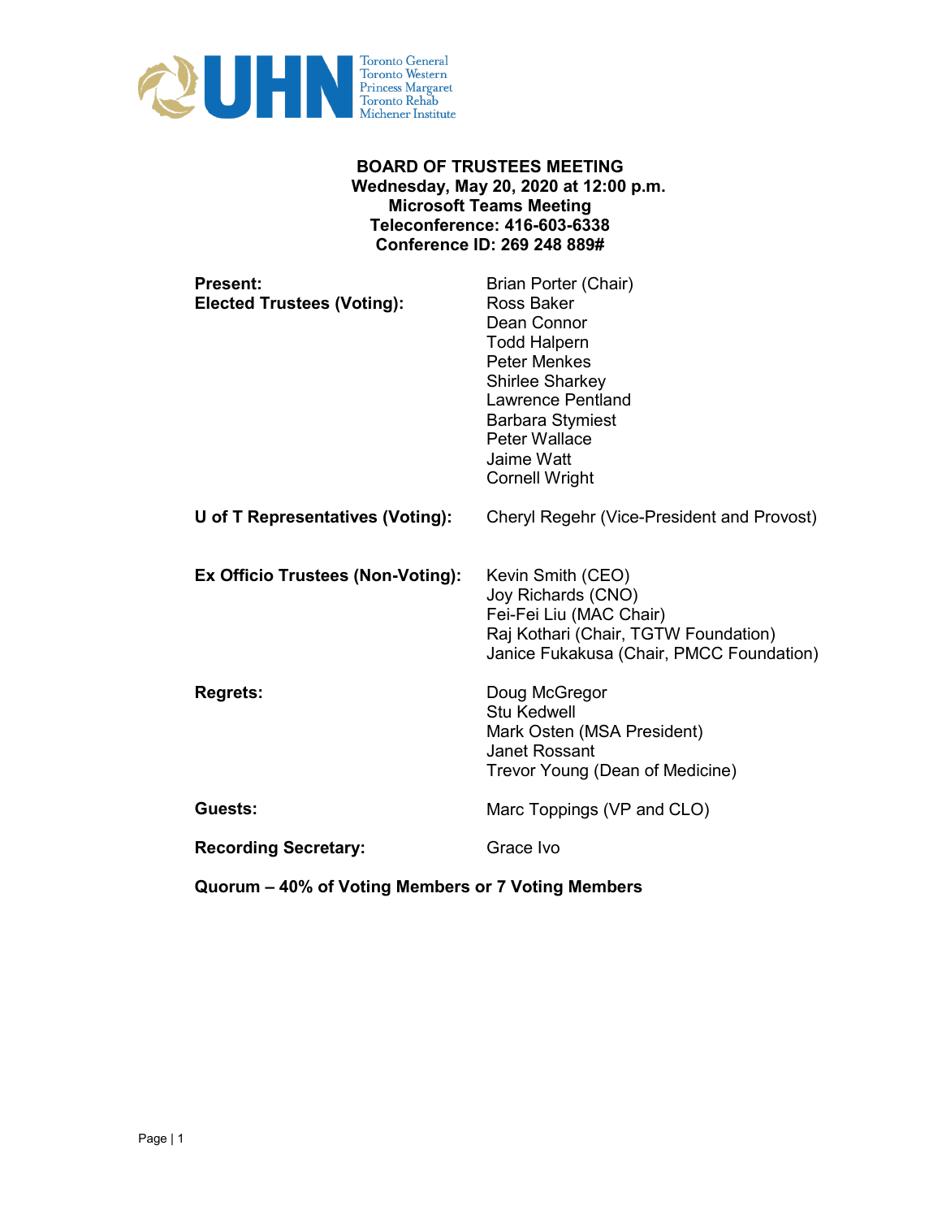UHN — Toronto General, Toronto Western, Princess Margaret, Toronto Rehab, Michener Institute

# BOARD OF TRUSTEES MEETING

**Wednesday, May 20, 2020 at 12:00 p.m.**
**Microsoft Teams Meeting**
**Teleconference: 416-603-6338**
**Conference ID: 269 248 889#**

| | |
|---|---|
| **Present:** | Brian Porter (Chair) |
| **Elected Trustees (Voting):** | Ross Baker |
| | Dean Connor |
| | Todd Halpern |
| | Peter Menkes |
| | Shirlee Sharkey |
| | Lawrence Pentland |
| | Barbara Stymiest |
| | Peter Wallace |
| | Jaime Watt |
| | Cornell Wright |
| **U of T Representatives (Voting):** | Cheryl Regehr (Vice-President and Provost) |
| **Ex Officio Trustees (Non-Voting):** | Kevin Smith (CEO) |
| | Joy Richards (CNO) |
| | Fei-Fei Liu (MAC Chair) |
| | Raj Kothari (Chair, TGTW Foundation) |
| | Janice Fukakusa (Chair, PMCC Foundation) |
| **Regrets:** | Doug McGregor |
| | Stu Kedwell |
| | Mark Osten (MSA President) |
| | Janet Rossant |
| | Trevor Young (Dean of Medicine) |
| **Guests:** | Marc Toppings (VP and CLO) |
| **Recording Secretary:** | Grace Ivo |

**Quorum – 40% of Voting Members or 7 Voting Members**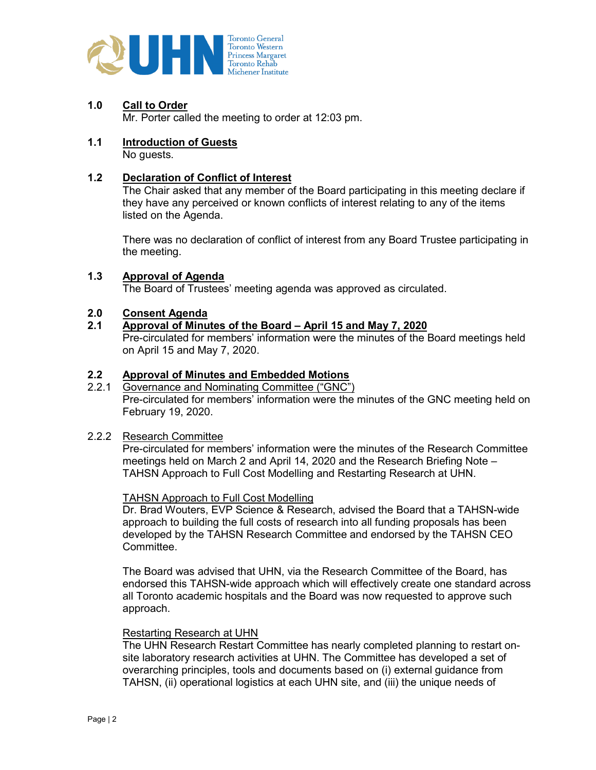## 1.0 Call to Order

Mr. Porter called the meeting to order at 12:03 pm.

## 1.1 Introduction of Guests

No guests.

## 1.2 Declaration of Conflict of Interest

The Chair asked that any member of the Board participating in this meeting declare if they have any perceived or known conflicts of interest relating to any of the items listed on the Agenda.

There was no declaration of conflict of interest from any Board Trustee participating in the meeting.

## 1.3 Approval of Agenda

The Board of Trustees' meeting agenda was approved as circulated.

## 2.0 Consent Agenda

## 2.1 Approval of Minutes of the Board – April 15 and May 7, 2020

Pre-circulated for members' information were the minutes of the Board meetings held on April 15 and May 7, 2020.

## 2.2 Approval of Minutes and Embedded Motions

### 2.2.1 Governance and Nominating Committee ("GNC")

Pre-circulated for members' information were the minutes of the GNC meeting held on February 19, 2020.

### 2.2.2 Research Committee

Pre-circulated for members' information were the minutes of the Research Committee meetings held on March 2 and April 14, 2020 and the Research Briefing Note – TAHSN Approach to Full Cost Modelling and Restarting Research at UHN.

**TAHSN Approach to Full Cost Modelling**

Dr. Brad Wouters, EVP Science & Research, advised the Board that a TAHSN-wide approach to building the full costs of research into all funding proposals has been developed by the TAHSN Research Committee and endorsed by the TAHSN CEO Committee.

The Board was advised that UHN, via the Research Committee of the Board, has endorsed this TAHSN-wide approach which will effectively create one standard across all Toronto academic hospitals and the Board was now requested to approve such approach.

**Restarting Research at UHN**

The UHN Research Restart Committee has nearly completed planning to restart on-site laboratory research activities at UHN. The Committee has developed a set of overarching principles, tools and documents based on (i) external guidance from TAHSN, (ii) operational logistics at each UHN site, and (iii) the unique needs of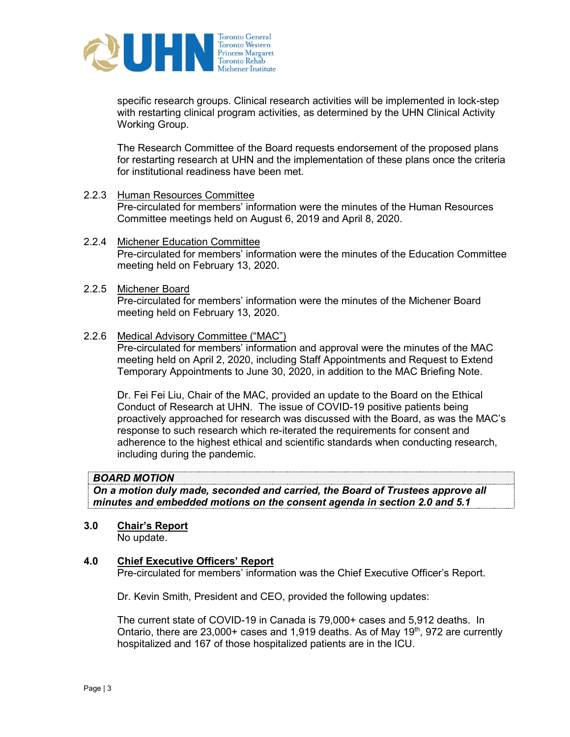specific research groups. Clinical research activities will be implemented in lock-step with restarting clinical program activities, as determined by the UHN Clinical Activity Working Group.

The Research Committee of the Board requests endorsement of the proposed plans for restarting research at UHN and the implementation of these plans once the criteria for institutional readiness have been met.

2.2.3 Human Resources Committee

Pre-circulated for members' information were the minutes of the Human Resources Committee meetings held on August 6, 2019 and April 8, 2020.

2.2.4 Michener Education Committee

Pre-circulated for members' information were the minutes of the Education Committee meeting held on February 13, 2020.

2.2.5 Michener Board

Pre-circulated for members' information were the minutes of the Michener Board meeting held on February 13, 2020.

2.2.6 Medical Advisory Committee ("MAC")

Pre-circulated for members' information and approval were the minutes of the MAC meeting held on April 2, 2020, including Staff Appointments and Request to Extend Temporary Appointments to June 30, 2020, in addition to the MAC Briefing Note.

Dr. Fei Fei Liu, Chair of the MAC, provided an update to the Board on the Ethical Conduct of Research at UHN. The issue of COVID-19 positive patients being proactively approached for research was discussed with the Board, as was the MAC's response to such research which re-iterated the requirements for consent and adherence to the highest ethical and scientific standards when conducting research, including during the pandemic.

| ***BOARD MOTION*** |
|---|
| ***On a motion duly made, seconded and carried, the Board of Trustees approve all minutes and embedded motions on the consent agenda in section 2.0 and 5.1*** |

## 3.0 Chair's Report

No update.

## 4.0 Chief Executive Officers' Report

Pre-circulated for members' information was the Chief Executive Officer's Report.

Dr. Kevin Smith, President and CEO, provided the following updates:

The current state of COVID-19 in Canada is 79,000+ cases and 5,912 deaths. In Ontario, there are 23,000+ cases and 1,919 deaths. As of May 19th, 972 are currently hospitalized and 167 of those hospitalized patients are in the ICU.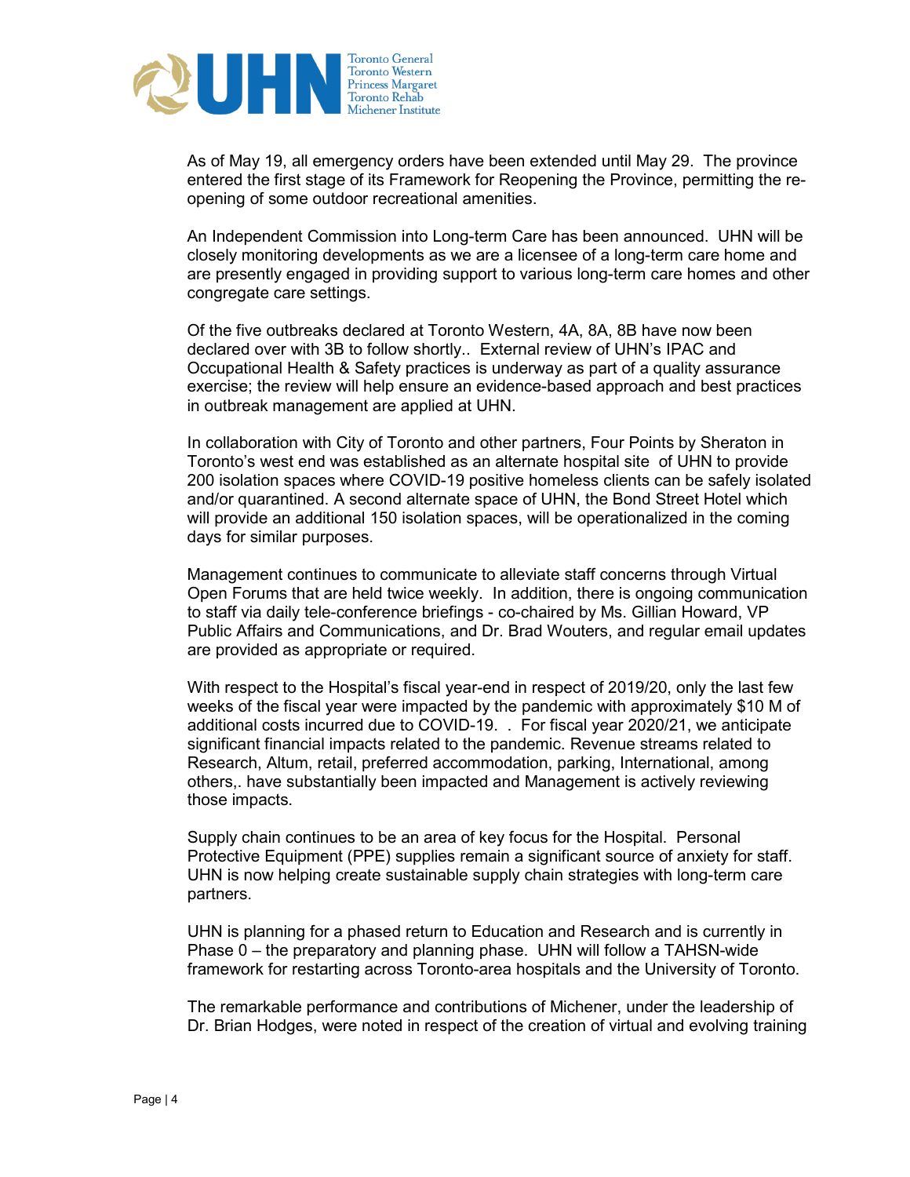As of May 19, all emergency orders have been extended until May 29. The province entered the first stage of its Framework for Reopening the Province, permitting the re-opening of some outdoor recreational amenities.

An Independent Commission into Long-term Care has been announced. UHN will be closely monitoring developments as we are a licensee of a long-term care home and are presently engaged in providing support to various long-term care homes and other congregate care settings.

Of the five outbreaks declared at Toronto Western, 4A, 8A, 8B have now been declared over with 3B to follow shortly.. External review of UHN's IPAC and Occupational Health & Safety practices is underway as part of a quality assurance exercise; the review will help ensure an evidence-based approach and best practices in outbreak management are applied at UHN.

In collaboration with City of Toronto and other partners, Four Points by Sheraton in Toronto's west end was established as an alternate hospital site of UHN to provide 200 isolation spaces where COVID-19 positive homeless clients can be safely isolated and/or quarantined. A second alternate space of UHN, the Bond Street Hotel which will provide an additional 150 isolation spaces, will be operationalized in the coming days for similar purposes.

Management continues to communicate to alleviate staff concerns through Virtual Open Forums that are held twice weekly. In addition, there is ongoing communication to staff via daily tele-conference briefings - co-chaired by Ms. Gillian Howard, VP Public Affairs and Communications, and Dr. Brad Wouters, and regular email updates are provided as appropriate or required.

With respect to the Hospital's fiscal year-end in respect of 2019/20, only the last few weeks of the fiscal year were impacted by the pandemic with approximately $10 M of additional costs incurred due to COVID-19. . For fiscal year 2020/21, we anticipate significant financial impacts related to the pandemic. Revenue streams related to Research, Altum, retail, preferred accommodation, parking, International, among others,. have substantially been impacted and Management is actively reviewing those impacts.

Supply chain continues to be an area of key focus for the Hospital. Personal Protective Equipment (PPE) supplies remain a significant source of anxiety for staff. UHN is now helping create sustainable supply chain strategies with long-term care partners.

UHN is planning for a phased return to Education and Research and is currently in Phase 0 – the preparatory and planning phase. UHN will follow a TAHSN-wide framework for restarting across Toronto-area hospitals and the University of Toronto.

The remarkable performance and contributions of Michener, under the leadership of Dr. Brian Hodges, were noted in respect of the creation of virtual and evolving training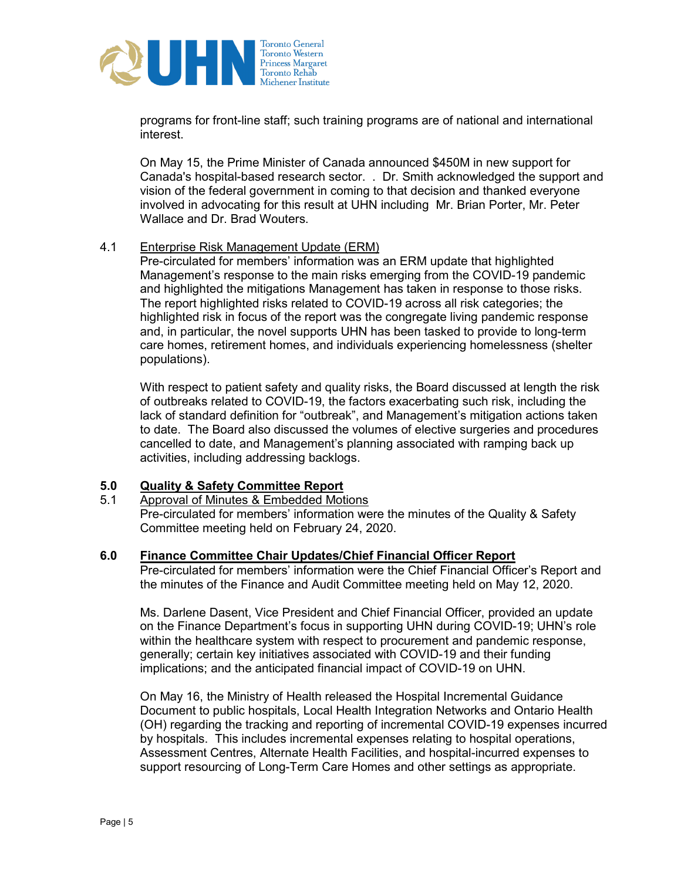programs for front-line staff; such training programs are of national and international interest.

On May 15, the Prime Minister of Canada announced $450M in new support for Canada's hospital-based research sector. . Dr. Smith acknowledged the support and vision of the federal government in coming to that decision and thanked everyone involved in advocating for this result at UHN including Mr. Brian Porter, Mr. Peter Wallace and Dr. Brad Wouters.

4.1 Enterprise Risk Management Update (ERM)

Pre-circulated for members' information was an ERM update that highlighted Management's response to the main risks emerging from the COVID-19 pandemic and highlighted the mitigations Management has taken in response to those risks. The report highlighted risks related to COVID-19 across all risk categories; the highlighted risk in focus of the report was the congregate living pandemic response and, in particular, the novel supports UHN has been tasked to provide to long-term care homes, retirement homes, and individuals experiencing homelessness (shelter populations).

With respect to patient safety and quality risks, the Board discussed at length the risk of outbreaks related to COVID-19, the factors exacerbating such risk, including the lack of standard definition for "outbreak", and Management's mitigation actions taken to date. The Board also discussed the volumes of elective surgeries and procedures cancelled to date, and Management's planning associated with ramping back up activities, including addressing backlogs.

## 5.0 Quality & Safety Committee Report

5.1 Approval of Minutes & Embedded Motions

Pre-circulated for members' information were the minutes of the Quality & Safety Committee meeting held on February 24, 2020.

## 6.0 Finance Committee Chair Updates/Chief Financial Officer Report

Pre-circulated for members' information were the Chief Financial Officer's Report and the minutes of the Finance and Audit Committee meeting held on May 12, 2020.

Ms. Darlene Dasent, Vice President and Chief Financial Officer, provided an update on the Finance Department's focus in supporting UHN during COVID-19; UHN's role within the healthcare system with respect to procurement and pandemic response, generally; certain key initiatives associated with COVID-19 and their funding implications; and the anticipated financial impact of COVID-19 on UHN.

On May 16, the Ministry of Health released the Hospital Incremental Guidance Document to public hospitals, Local Health Integration Networks and Ontario Health (OH) regarding the tracking and reporting of incremental COVID-19 expenses incurred by hospitals. This includes incremental expenses relating to hospital operations, Assessment Centres, Alternate Health Facilities, and hospital-incurred expenses to support resourcing of Long-Term Care Homes and other settings as appropriate.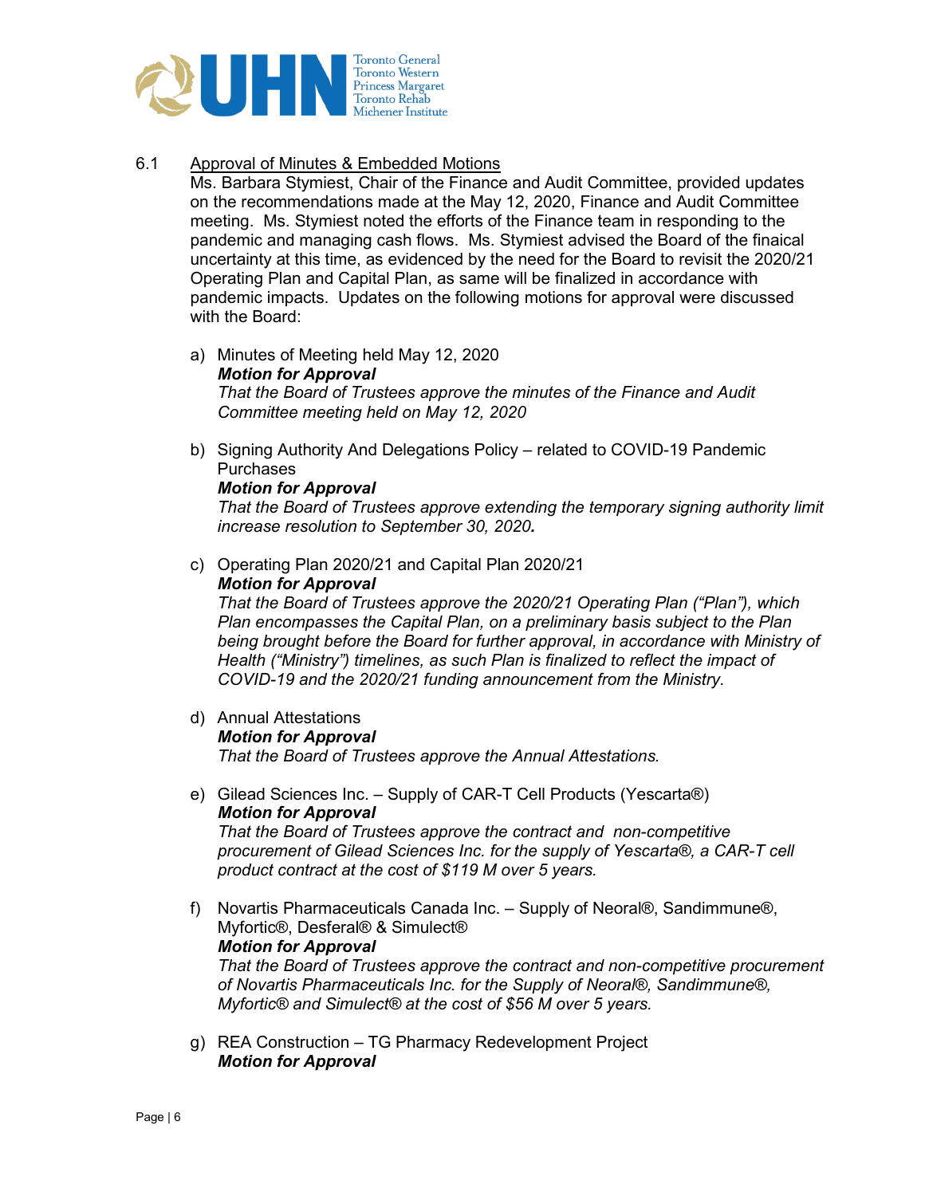6.1 Approval of Minutes & Embedded Motions

Ms. Barbara Stymiest, Chair of the Finance and Audit Committee, provided updates on the recommendations made at the May 12, 2020, Finance and Audit Committee meeting. Ms. Stymiest noted the efforts of the Finance team in responding to the pandemic and managing cash flows. Ms. Stymiest advised the Board of the finaical uncertainty at this time, as evidenced by the need for the Board to revisit the 2020/21 Operating Plan and Capital Plan, as same will be finalized in accordance with pandemic impacts. Updates on the following motions for approval were discussed with the Board:

a) Minutes of Meeting held May 12, 2020
***Motion for Approval***
*That the Board of Trustees approve the minutes of the Finance and Audit Committee meeting held on May 12, 2020*

b) Signing Authority And Delegations Policy – related to COVID-19 Pandemic Purchases
***Motion for Approval***
*That the Board of Trustees approve extending the temporary signing authority limit increase resolution to September 30, 2020.*

c) Operating Plan 2020/21 and Capital Plan 2020/21
***Motion for Approval***
*That the Board of Trustees approve the 2020/21 Operating Plan ("Plan"), which Plan encompasses the Capital Plan, on a preliminary basis subject to the Plan being brought before the Board for further approval, in accordance with Ministry of Health ("Ministry") timelines, as such Plan is finalized to reflect the impact of COVID-19 and the 2020/21 funding announcement from the Ministry.*

d) Annual Attestations
***Motion for Approval***
*That the Board of Trustees approve the Annual Attestations.*

e) Gilead Sciences Inc. – Supply of CAR-T Cell Products (Yescarta®)
***Motion for Approval***
*That the Board of Trustees approve the contract and non-competitive procurement of Gilead Sciences Inc. for the supply of Yescarta®, a CAR-T cell product contract at the cost of $119 M over 5 years.*

f) Novartis Pharmaceuticals Canada Inc. – Supply of Neoral®, Sandimmune®, Myfortic®, Desferal® & Simulect®
***Motion for Approval***
*That the Board of Trustees approve the contract and non-competitive procurement of Novartis Pharmaceuticals Inc. for the Supply of Neoral®, Sandimmune®, Myfortic® and Simulect® at the cost of $56 M over 5 years.*

g) REA Construction – TG Pharmacy Redevelopment Project
***Motion for Approval***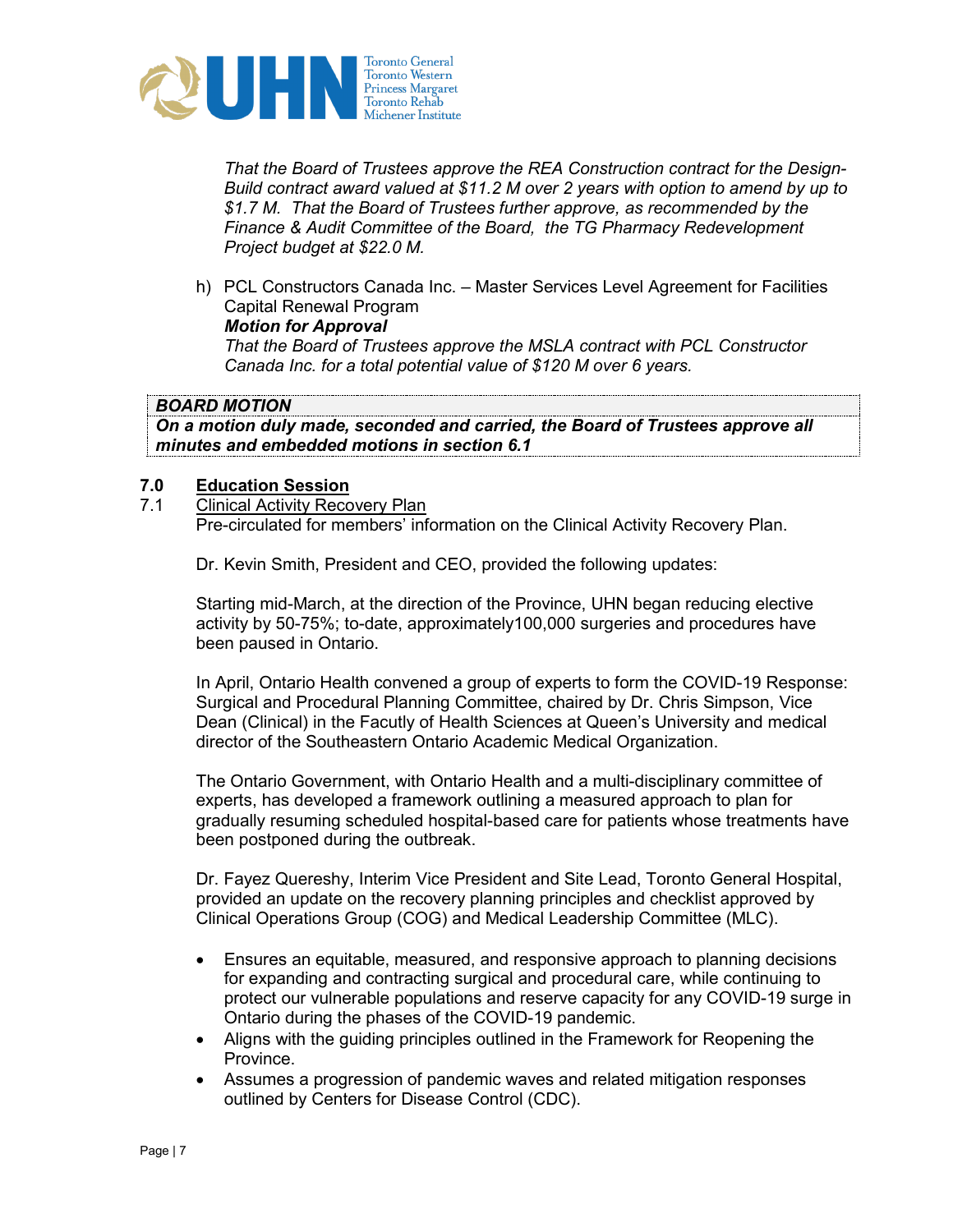*That the Board of Trustees approve the REA Construction contract for the Design-Build contract award valued at $11.2 M over 2 years with option to amend by up to $1.7 M.  That the Board of Trustees further approve, as recommended by the Finance & Audit Committee of the Board,  the TG Pharmacy Redevelopment Project budget at $22.0 M.*

h) PCL Constructors Canada Inc. – Master Services Level Agreement for Facilities Capital Renewal Program
***Motion for Approval***
*That the Board of Trustees approve the MSLA contract with PCL Constructor Canada Inc. for a total potential value of $120 M over 6 years.*

| **BOARD MOTION** |
|---|
| ***On a motion duly made, seconded and carried, the Board of Trustees approve all minutes and embedded motions in section 6.1*** |

## 7.0 Education Session

### 7.1 Clinical Activity Recovery Plan

Pre-circulated for members' information on the Clinical Activity Recovery Plan.

Dr. Kevin Smith, President and CEO, provided the following updates:

Starting mid-March, at the direction of the Province, UHN began reducing elective activity by 50-75%; to-date, approximately100,000 surgeries and procedures have been paused in Ontario.

In April, Ontario Health convened a group of experts to form the COVID-19 Response: Surgical and Procedural Planning Committee, chaired by Dr. Chris Simpson, Vice Dean (Clinical) in the Facutly of Health Sciences at Queen's University and medical director of the Southeastern Ontario Academic Medical Organization.

The Ontario Government, with Ontario Health and a multi-disciplinary committee of experts, has developed a framework outlining a measured approach to plan for gradually resuming scheduled hospital-based care for patients whose treatments have been postponed during the outbreak.

Dr. Fayez Quereshy, Interim Vice President and Site Lead, Toronto General Hospital, provided an update on the recovery planning principles and checklist approved by Clinical Operations Group (COG) and Medical Leadership Committee (MLC).

- Ensures an equitable, measured, and responsive approach to planning decisions for expanding and contracting surgical and procedural care, while continuing to protect our vulnerable populations and reserve capacity for any COVID-19 surge in Ontario during the phases of the COVID-19 pandemic.
- Aligns with the guiding principles outlined in the Framework for Reopening the Province.
- Assumes a progression of pandemic waves and related mitigation responses outlined by Centers for Disease Control (CDC).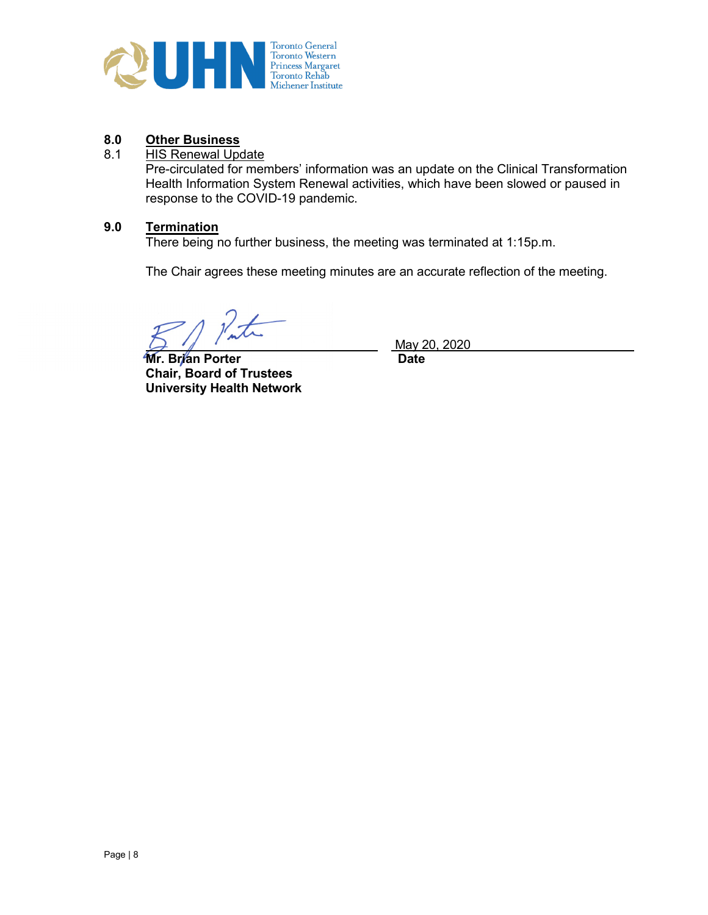## 8.0 Other Business

### 8.1 HIS Renewal Update

Pre-circulated for members' information was an update on the Clinical Transformation Health Information System Renewal activities, which have been slowed or paused in response to the COVID-19 pandemic.

## 9.0 Termination

There being no further business, the meeting was terminated at 1:15p.m.

The Chair agrees these meeting minutes are an accurate reflection of the meeting.

**Mr. Brian Porter**
**Chair, Board of Trustees**
**University Health Network**

May 20, 2020
**Date**